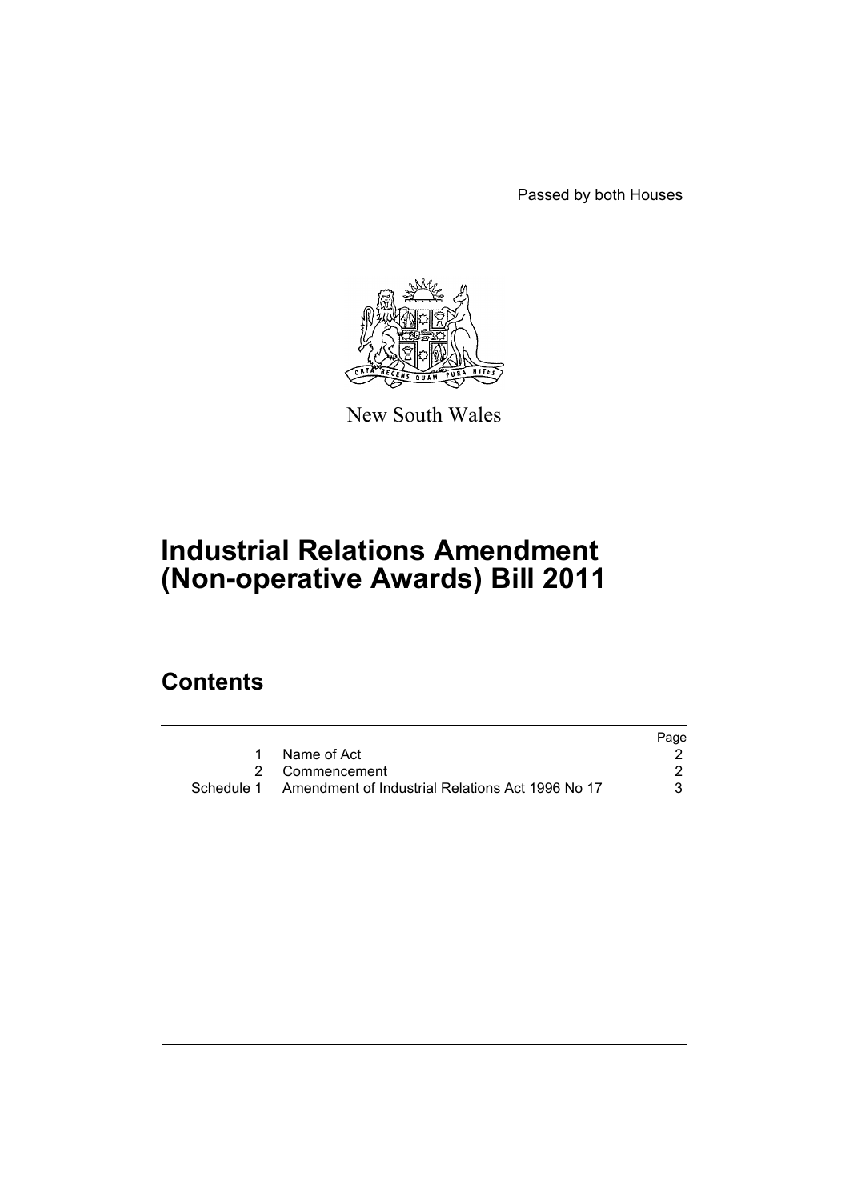Passed by both Houses

New South Wales

# Industrial Relations Amendment (Non-operative Awards) Bill 2011

## Contents

| | | Page |
|---|---|---|
| 1 | Name of Act | 2 |
| 2 | Commencement | 2 |
| Schedule 1 | Amendment of Industrial Relations Act 1996 No 17 | 3 |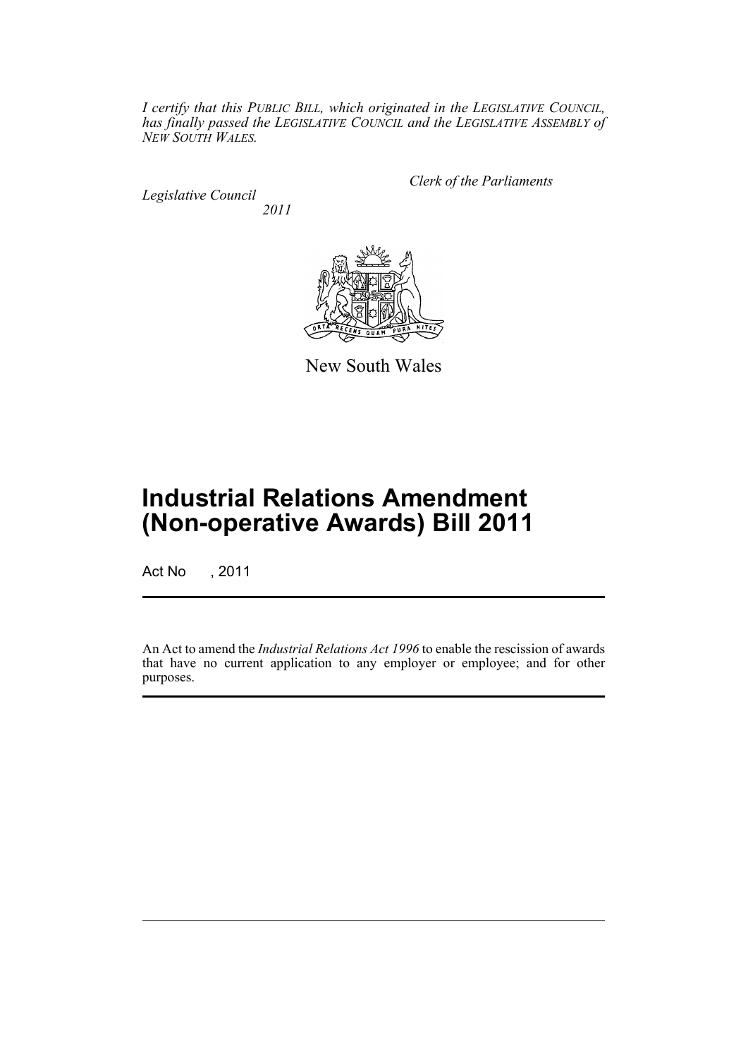*I certify that this PUBLIC BILL, which originated in the LEGISLATIVE COUNCIL, has finally passed the LEGISLATIVE COUNCIL and the LEGISLATIVE ASSEMBLY of NEW SOUTH WALES.*

*Clerk of the Parliaments*

*Legislative Council*

*2011*

New South Wales

# Industrial Relations Amendment (Non-operative Awards) Bill 2011

Act No , 2011

An Act to amend the *Industrial Relations Act 1996* to enable the rescission of awards that have no current application to any employer or employee; and for other purposes.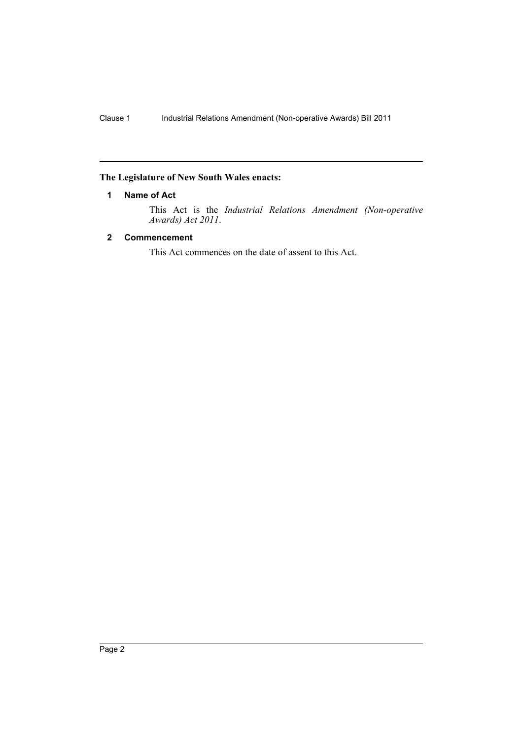**The Legislature of New South Wales enacts:**

### 1 Name of Act

This Act is the *Industrial Relations Amendment (Non-operative Awards) Act 2011*.

### 2 Commencement

This Act commences on the date of assent to this Act.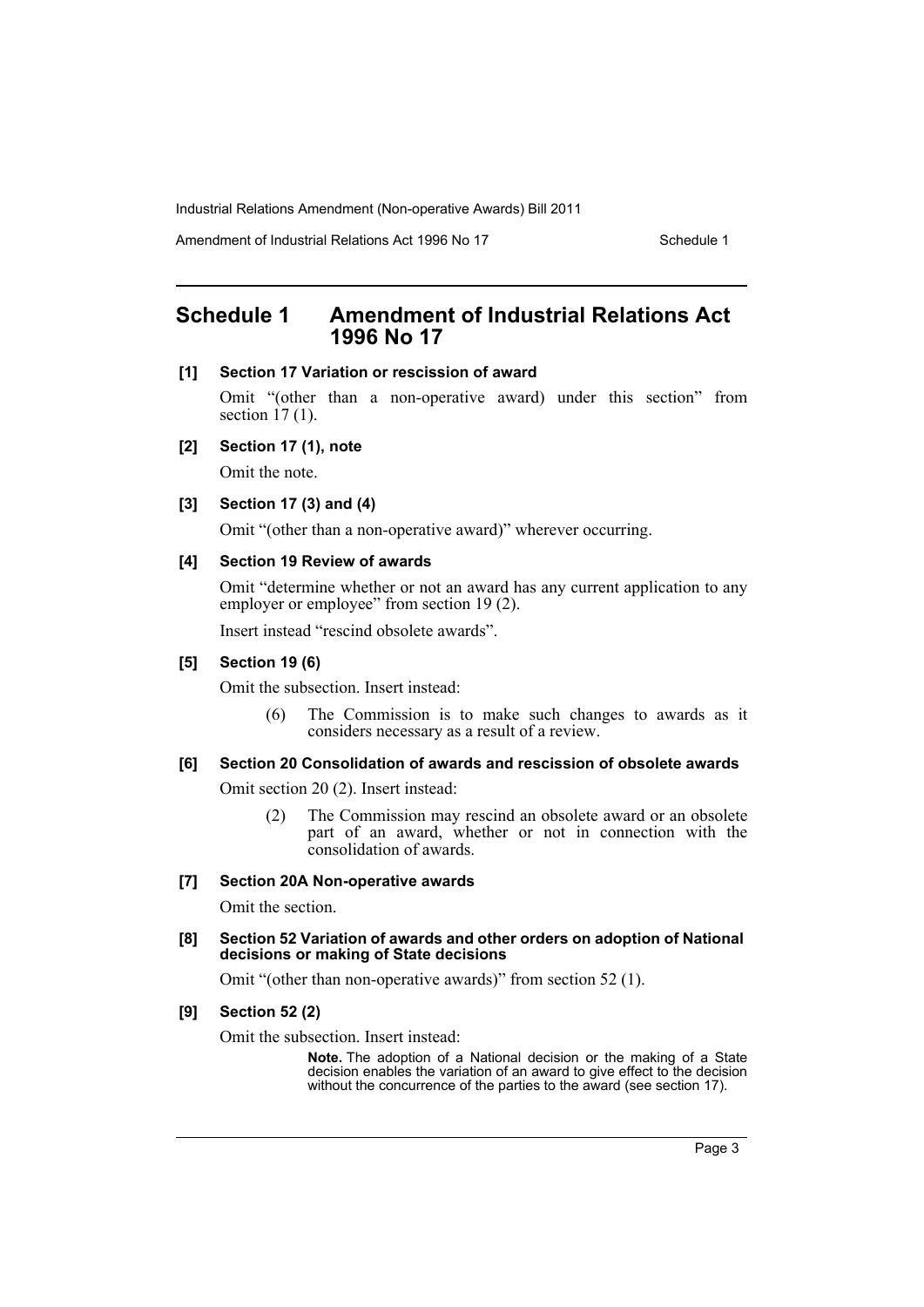## Schedule 1 Amendment of Industrial Relations Act 1996 No 17

**[1] Section 17 Variation or rescission of award**

Omit "(other than a non-operative award) under this section" from section 17 (1).

**[2] Section 17 (1), note**

Omit the note.

**[3] Section 17 (3) and (4)**

Omit "(other than a non-operative award)" wherever occurring.

**[4] Section 19 Review of awards**

Omit "determine whether or not an award has any current application to any employer or employee" from section 19 (2).

Insert instead "rescind obsolete awards".

**[5] Section 19 (6)**

Omit the subsection. Insert instead:

> (6) The Commission is to make such changes to awards as it considers necessary as a result of a review.

**[6] Section 20 Consolidation of awards and rescission of obsolete awards**

Omit section 20 (2). Insert instead:

> (2) The Commission may rescind an obsolete award or an obsolete part of an award, whether or not in connection with the consolidation of awards.

**[7] Section 20A Non-operative awards**

Omit the section.

**[8] Section 52 Variation of awards and other orders on adoption of National decisions or making of State decisions**

Omit "(other than non-operative awards)" from section 52 (1).

**[9] Section 52 (2)**

Omit the subsection. Insert instead:

> **Note.** The adoption of a National decision or the making of a State decision enables the variation of an award to give effect to the decision without the concurrence of the parties to the award (see section 17).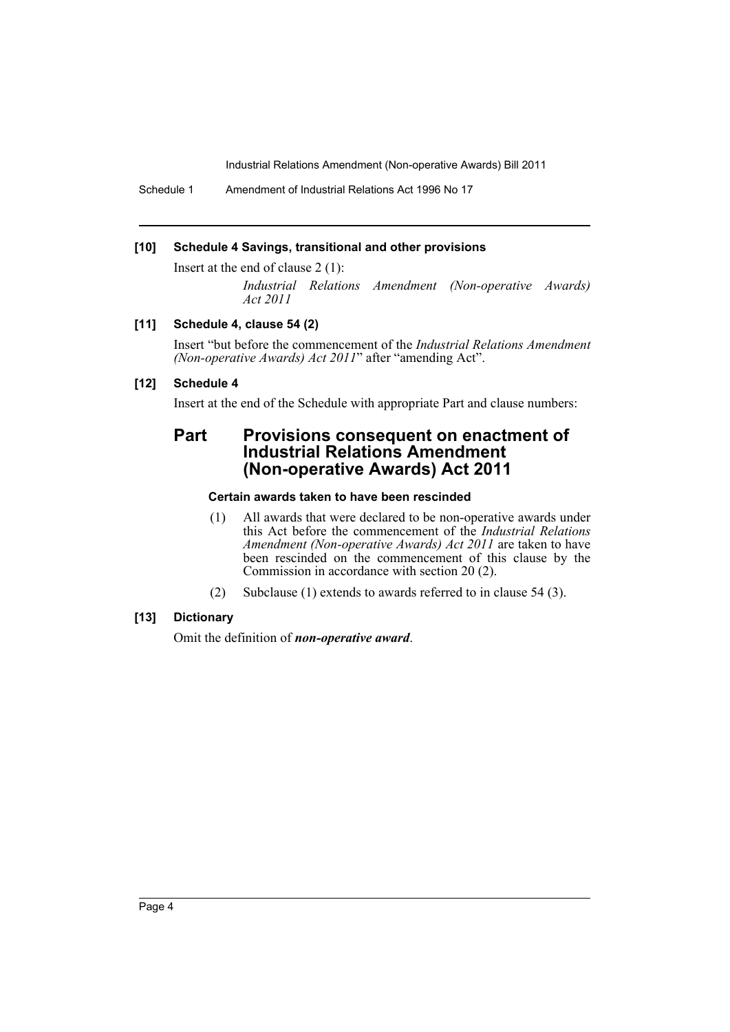### [10] Schedule 4 Savings, transitional and other provisions

Insert at the end of clause 2 (1):

*Industrial Relations Amendment (Non-operative Awards) Act 2011*

### [11] Schedule 4, clause 54 (2)

Insert "but before the commencement of the *Industrial Relations Amendment (Non-operative Awards) Act 2011*" after "amending Act".

### [12] Schedule 4

Insert at the end of the Schedule with appropriate Part and clause numbers:

## Part Provisions consequent on enactment of Industrial Relations Amendment (Non-operative Awards) Act 2011

#### Certain awards taken to have been rescinded

(1) All awards that were declared to be non-operative awards under this Act before the commencement of the *Industrial Relations Amendment (Non-operative Awards) Act 2011* are taken to have been rescinded on the commencement of this clause by the Commission in accordance with section 20 (2).

(2) Subclause (1) extends to awards referred to in clause 54 (3).

### [13] Dictionary

Omit the definition of ***non-operative award***.